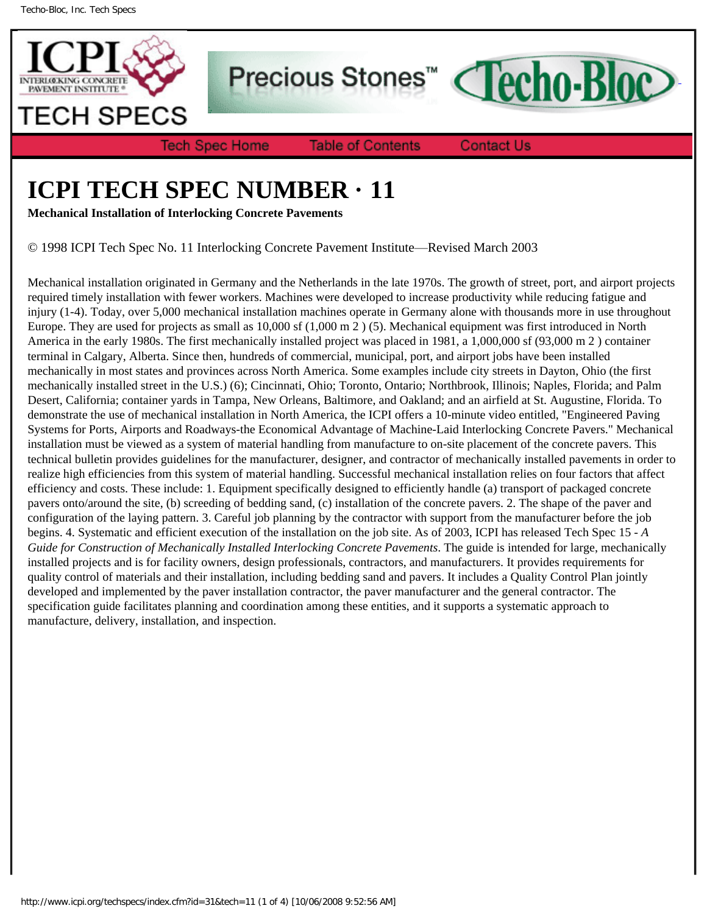# ICPI TECH SPEC NUMBER · 11

**Mechanical Installation of Interlocking Concrete Pavements**

© 1998 ICPI Tech Spec No. 11 Interlocking Concrete Pavement Institute—Revised March 2003

Mechanical installation originated in Germany and the Netherlands in the late 1970s. The growth of street, port, and airport projects required timely installation with fewer workers. Machines were developed to increase productivity while reducing fatigue and injury (1-4). Today, over 5,000 mechanical installation machines operate in Germany alone with thousands more in use throughout Europe. They are used for projects as small as 10,000 sf (1,000 $m^2$) (5). Mechanical equipment was first introduced in North America in the early 1980s. The first mechanically installed project was placed in 1981, a 1,000,000 sf (93,000 $m^2$) container terminal in Calgary, Alberta. Since then, hundreds of commercial, municipal, port, and airport jobs have been installed mechanically in most states and provinces across North America. Some examples include city streets in Dayton, Ohio (the first mechanically installed street in the U.S.) (6); Cincinnati, Ohio; Toronto, Ontario; Northbrook, Illinois; Naples, Florida; and Palm Desert, California; container yards in Tampa, New Orleans, Baltimore, and Oakland; and an airfield at St. Augustine, Florida. To demonstrate the use of mechanical installation in North America, the ICPI offers a 10-minute video entitled, "Engineered Paving Systems for Ports, Airports and Roadways-the Economical Advantage of Machine-Laid Interlocking Concrete Pavers." Mechanical installation must be viewed as a system of material handling from manufacture to on-site placement of the concrete pavers. This technical bulletin provides guidelines for the manufacturer, designer, and contractor of mechanically installed pavements in order to realize high efficiencies from this system of material handling. Successful mechanical installation relies on four factors that affect efficiency and costs. These include: 1. Equipment specifically designed to efficiently handle (a) transport of packaged concrete pavers onto/around the site, (b) screeding of bedding sand, (c) installation of the concrete pavers. 2. The shape of the paver and configuration of the laying pattern. 3. Careful job planning by the contractor with support from the manufacturer before the job begins. 4. Systematic and efficient execution of the installation on the job site. As of 2003, ICPI has released Tech Spec 15 - *A Guide for Construction of Mechanically Installed Interlocking Concrete Pavements*. The guide is intended for large, mechanically installed projects and is for facility owners, design professionals, contractors, and manufacturers. It provides requirements for quality control of materials and their installation, including bedding sand and pavers. It includes a Quality Control Plan jointly developed and implemented by the paver installation contractor, the paver manufacturer and the general contractor. The specification guide facilitates planning and coordination among these entities, and it supports a systematic approach to manufacture, delivery, installation, and inspection.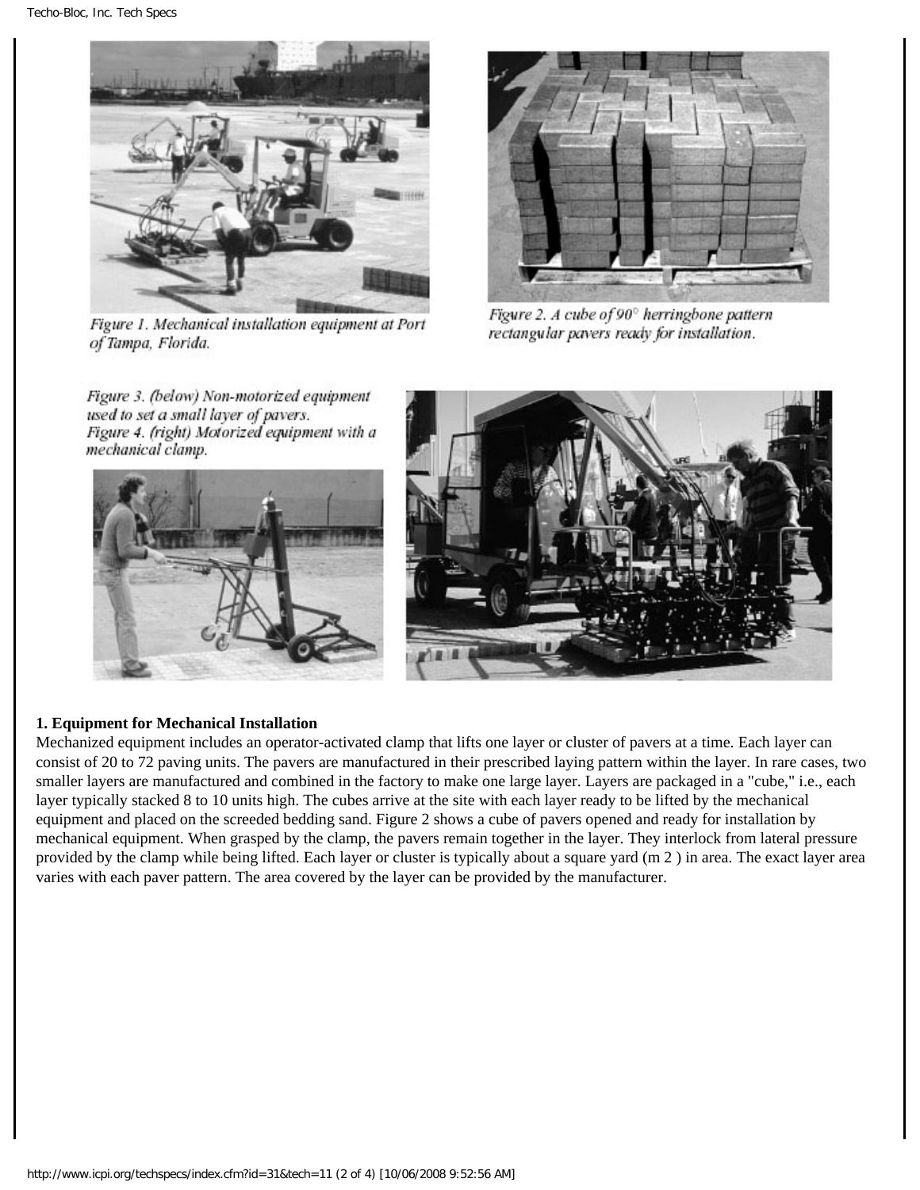Figure 1. Mechanical installation equipment at Port of Tampa, Florida.

Figure 2. A cube of 90° herringbone pattern rectangular pavers ready for installation.

Figure 3. (below) Non-motorized equipment used to set a small layer of pavers.
Figure 4. (right) Motorized equipment with a mechanical clamp.

**1. Equipment for Mechanical Installation**

Mechanized equipment includes an operator-activated clamp that lifts one layer or cluster of pavers at a time. Each layer can consist of 20 to 72 paving units. The pavers are manufactured in their prescribed laying pattern within the layer. In rare cases, two smaller layers are manufactured and combined in the factory to make one large layer. Layers are packaged in a "cube," i.e., each layer typically stacked 8 to 10 units high. The cubes arrive at the site with each layer ready to be lifted by the mechanical equipment and placed on the screeded bedding sand. Figure 2 shows a cube of pavers opened and ready for installation by mechanical equipment. When grasped by the clamp, the pavers remain together in the layer. They interlock from lateral pressure provided by the clamp while being lifted. Each layer or cluster is typically about a square yard ($m^2$) in area. The exact layer area varies with each paver pattern. The area covered by the layer can be provided by the manufacturer.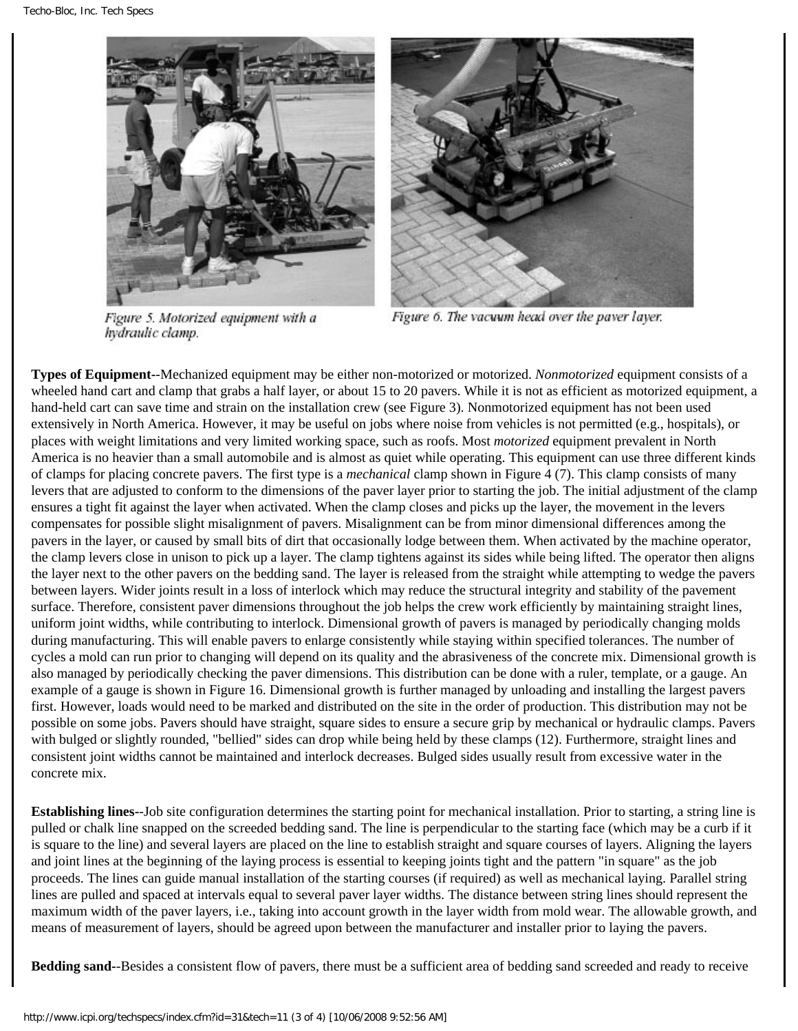Figure 5. Motorized equipment with a hydraulic clamp.

Figure 6. The vacuum head over the paver layer.

**Types of Equipment**--Mechanized equipment may be either non-motorized or motorized. *Nonmotorized* equipment consists of a wheeled hand cart and clamp that grabs a half layer, or about 15 to 20 pavers. While it is not as efficient as motorized equipment, a hand-held cart can save time and strain on the installation crew (see Figure 3). Nonmotorized equipment has not been used extensively in North America. However, it may be useful on jobs where noise from vehicles is not permitted (e.g., hospitals), or places with weight limitations and very limited working space, such as roofs. Most *motorized* equipment prevalent in North America is no heavier than a small automobile and is almost as quiet while operating. This equipment can use three different kinds of clamps for placing concrete pavers. The first type is a *mechanical* clamp shown in Figure 4 (7). This clamp consists of many levers that are adjusted to conform to the dimensions of the paver layer prior to starting the job. The initial adjustment of the clamp ensures a tight fit against the layer when activated. When the clamp closes and picks up the layer, the movement in the levers compensates for possible slight misalignment of pavers. Misalignment can be from minor dimensional differences among the pavers in the layer, or caused by small bits of dirt that occasionally lodge between them. When activated by the machine operator, the clamp levers close in unison to pick up a layer. The clamp tightens against its sides while being lifted. The operator then aligns the layer next to the other pavers on the bedding sand. The layer is released from the straight while attempting to wedge the pavers between layers. Wider joints result in a loss of interlock which may reduce the structural integrity and stability of the pavement surface. Therefore, consistent paver dimensions throughout the job helps the crew work efficiently by maintaining straight lines, uniform joint widths, while contributing to interlock. Dimensional growth of pavers is managed by periodically changing molds during manufacturing. This will enable pavers to enlarge consistently while staying within specified tolerances. The number of cycles a mold can run prior to changing will depend on its quality and the abrasiveness of the concrete mix. Dimensional growth is also managed by periodically checking the paver dimensions. This distribution can be done with a ruler, template, or a gauge. An example of a gauge is shown in Figure 16. Dimensional growth is further managed by unloading and installing the largest pavers first. However, loads would need to be marked and distributed on the site in the order of production. This distribution may not be possible on some jobs. Pavers should have straight, square sides to ensure a secure grip by mechanical or hydraulic clamps. Pavers with bulged or slightly rounded, "bellied" sides can drop while being held by these clamps (12). Furthermore, straight lines and consistent joint widths cannot be maintained and interlock decreases. Bulged sides usually result from excessive water in the concrete mix.

**Establishing lines**--Job site configuration determines the starting point for mechanical installation. Prior to starting, a string line is pulled or chalk line snapped on the screeded bedding sand. The line is perpendicular to the starting face (which may be a curb if it is square to the line) and several layers are placed on the line to establish straight and square courses of layers. Aligning the layers and joint lines at the beginning of the laying process is essential to keeping joints tight and the pattern "in square" as the job proceeds. The lines can guide manual installation of the starting courses (if required) as well as mechanical laying. Parallel string lines are pulled and spaced at intervals equal to several paver layer widths. The distance between string lines should represent the maximum width of the paver layers, i.e., taking into account growth in the layer width from mold wear. The allowable growth, and means of measurement of layers, should be agreed upon between the manufacturer and installer prior to laying the pavers.

**Bedding sand**--Besides a consistent flow of pavers, there must be a sufficient area of bedding sand screeded and ready to receive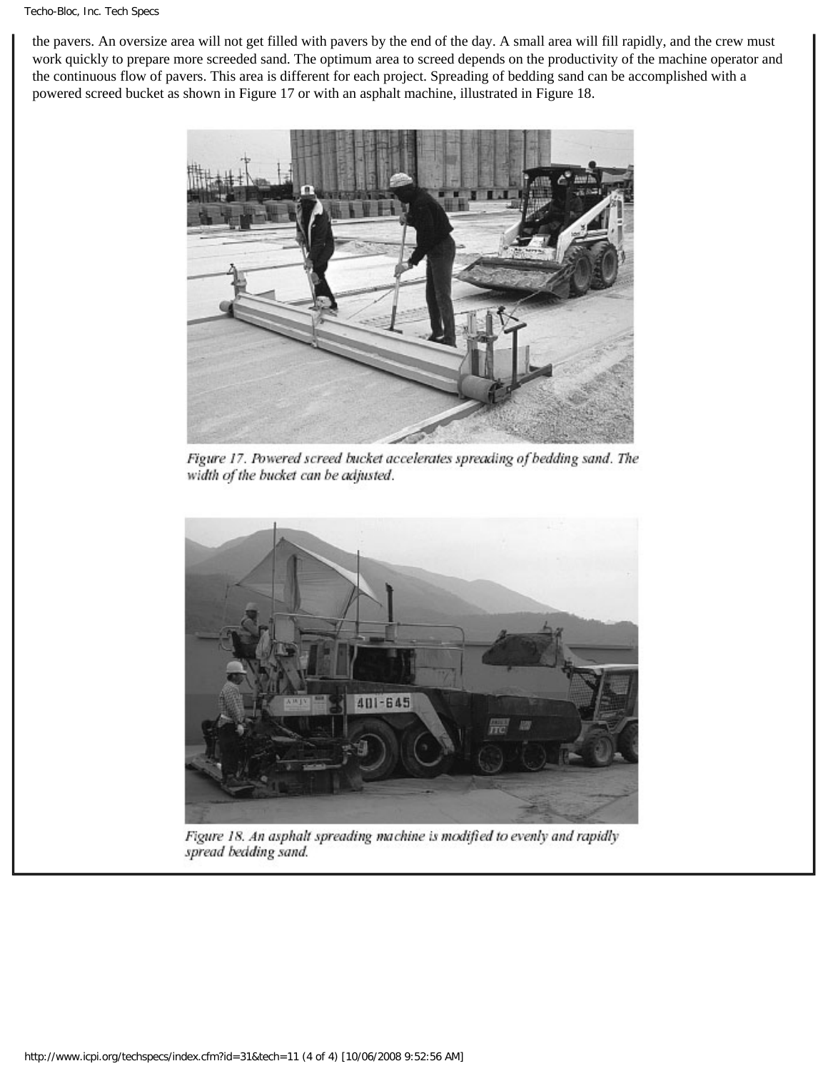the pavers. An oversize area will not get filled with pavers by the end of the day. A small area will fill rapidly, and the crew must work quickly to prepare more screeded sand. The optimum area to screed depends on the productivity of the machine operator and the continuous flow of pavers. This area is different for each project. Spreading of bedding sand can be accomplished with a powered screed bucket as shown in Figure 17 or with an asphalt machine, illustrated in Figure 18.

*Figure 17. Powered screed bucket accelerates spreading of bedding sand. The width of the bucket can be adjusted.*

*Figure 18. An asphalt spreading machine is modified to evenly and rapidly spread bedding sand.*